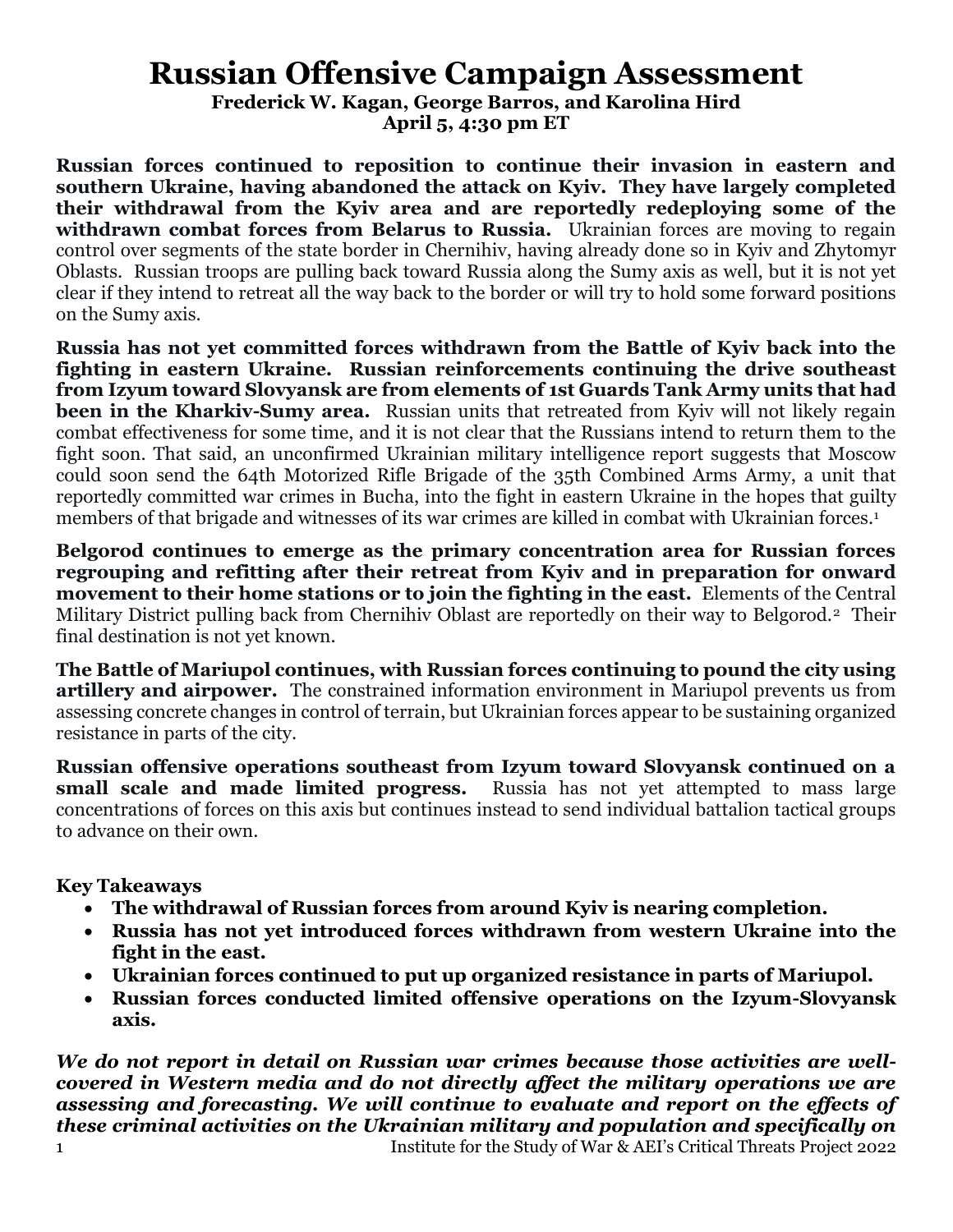# Russian Offensive Campaign Assessment

**Frederick W. Kagan, George Barros, and Karolina Hird**
**April 5, 4:30 pm ET**

**Russian forces continued to reposition to continue their invasion in eastern and southern Ukraine, having abandoned the attack on Kyiv. They have largely completed their withdrawal from the Kyiv area and are reportedly redeploying some of the withdrawn combat forces from Belarus to Russia.** Ukrainian forces are moving to regain control over segments of the state border in Chernihiv, having already done so in Kyiv and Zhytomyr Oblasts. Russian troops are pulling back toward Russia along the Sumy axis as well, but it is not yet clear if they intend to retreat all the way back to the border or will try to hold some forward positions on the Sumy axis.

**Russia has not yet committed forces withdrawn from the Battle of Kyiv back into the fighting in eastern Ukraine. Russian reinforcements continuing the drive southeast from Izyum toward Slovyansk are from elements of 1st Guards Tank Army units that had been in the Kharkiv-Sumy area.** Russian units that retreated from Kyiv will not likely regain combat effectiveness for some time, and it is not clear that the Russians intend to return them to the fight soon. That said, an unconfirmed Ukrainian military intelligence report suggests that Moscow could soon send the 64th Motorized Rifle Brigade of the 35th Combined Arms Army, a unit that reportedly committed war crimes in Bucha, into the fight in eastern Ukraine in the hopes that guilty members of that brigade and witnesses of its war crimes are killed in combat with Ukrainian forces.[1]

**Belgorod continues to emerge as the primary concentration area for Russian forces regrouping and refitting after their retreat from Kyiv and in preparation for onward movement to their home stations or to join the fighting in the east.** Elements of the Central Military District pulling back from Chernihiv Oblast are reportedly on their way to Belgorod.[2] Their final destination is not yet known.

**The Battle of Mariupol continues, with Russian forces continuing to pound the city using artillery and airpower.** The constrained information environment in Mariupol prevents us from assessing concrete changes in control of terrain, but Ukrainian forces appear to be sustaining organized resistance in parts of the city.

**Russian offensive operations southeast from Izyum toward Slovyansk continued on a small scale and made limited progress.** Russia has not yet attempted to mass large concentrations of forces on this axis but continues instead to send individual battalion tactical groups to advance on their own.

**Key Takeaways**

- **The withdrawal of Russian forces from around Kyiv is nearing completion.**
- **Russia has not yet introduced forces withdrawn from western Ukraine into the fight in the east.**
- **Ukrainian forces continued to put up organized resistance in parts of Mariupol.**
- **Russian forces conducted limited offensive operations on the Izyum-Slovyansk axis.**

***We do not report in detail on Russian war crimes because those activities are well-covered in Western media and do not directly affect the military operations we are assessing and forecasting. We will continue to evaluate and report on the effects of these criminal activities on the Ukrainian military and population and specifically on***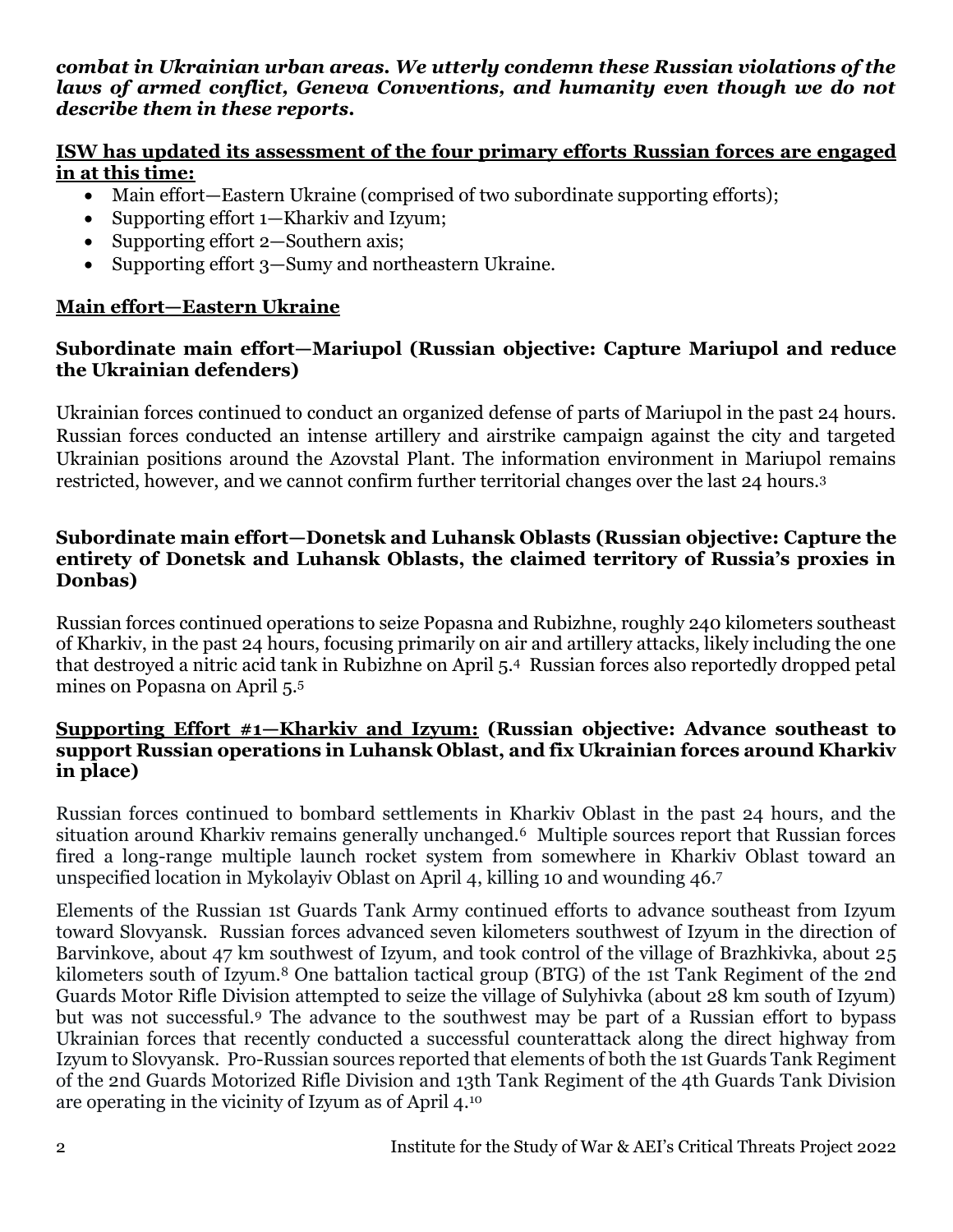***combat in Ukrainian urban areas. We utterly condemn these Russian violations of the laws of armed conflict, Geneva Conventions, and humanity even though we do not describe them in these reports.***

**ISW has updated its assessment of the four primary efforts Russian forces are engaged in at this time:**

- Main effort—Eastern Ukraine (comprised of two subordinate supporting efforts);
- Supporting effort 1—Kharkiv and Izyum;
- Supporting effort 2—Southern axis;
- Supporting effort 3—Sumy and northeastern Ukraine.

## Main effort—Eastern Ukraine

### Subordinate main effort—Mariupol (Russian objective: Capture Mariupol and reduce the Ukrainian defenders)

Ukrainian forces continued to conduct an organized defense of parts of Mariupol in the past 24 hours. Russian forces conducted an intense artillery and airstrike campaign against the city and targeted Ukrainian positions around the Azovstal Plant. The information environment in Mariupol remains restricted, however, and we cannot confirm further territorial changes over the last 24 hours.[3]

### Subordinate main effort—Donetsk and Luhansk Oblasts (Russian objective: Capture the entirety of Donetsk and Luhansk Oblasts, the claimed territory of Russia's proxies in Donbas)

Russian forces continued operations to seize Popasna and Rubizhne, roughly 240 kilometers southeast of Kharkiv, in the past 24 hours, focusing primarily on air and artillery attacks, likely including the one that destroyed a nitric acid tank in Rubizhne on April 5.[4] Russian forces also reportedly dropped petal mines on Popasna on April 5.[5]

## Supporting Effort #1—Kharkiv and Izyum: (Russian objective: Advance southeast to support Russian operations in Luhansk Oblast, and fix Ukrainian forces around Kharkiv in place)

Russian forces continued to bombard settlements in Kharkiv Oblast in the past 24 hours, and the situation around Kharkiv remains generally unchanged.[6] Multiple sources report that Russian forces fired a long-range multiple launch rocket system from somewhere in Kharkiv Oblast toward an unspecified location in Mykolayiv Oblast on April 4, killing 10 and wounding 46.[7]

Elements of the Russian 1st Guards Tank Army continued efforts to advance southeast from Izyum toward Slovyansk. Russian forces advanced seven kilometers southwest of Izyum in the direction of Barvinkove, about 47 km southwest of Izyum, and took control of the village of Brazhkivka, about 25 kilometers south of Izyum.[8] One battalion tactical group (BTG) of the 1st Tank Regiment of the 2nd Guards Motor Rifle Division attempted to seize the village of Sulyhivka (about 28 km south of Izyum) but was not successful.[9] The advance to the southwest may be part of a Russian effort to bypass Ukrainian forces that recently conducted a successful counterattack along the direct highway from Izyum to Slovyansk. Pro-Russian sources reported that elements of both the 1st Guards Tank Regiment of the 2nd Guards Motorized Rifle Division and 13th Tank Regiment of the 4th Guards Tank Division are operating in the vicinity of Izyum as of April 4.[10]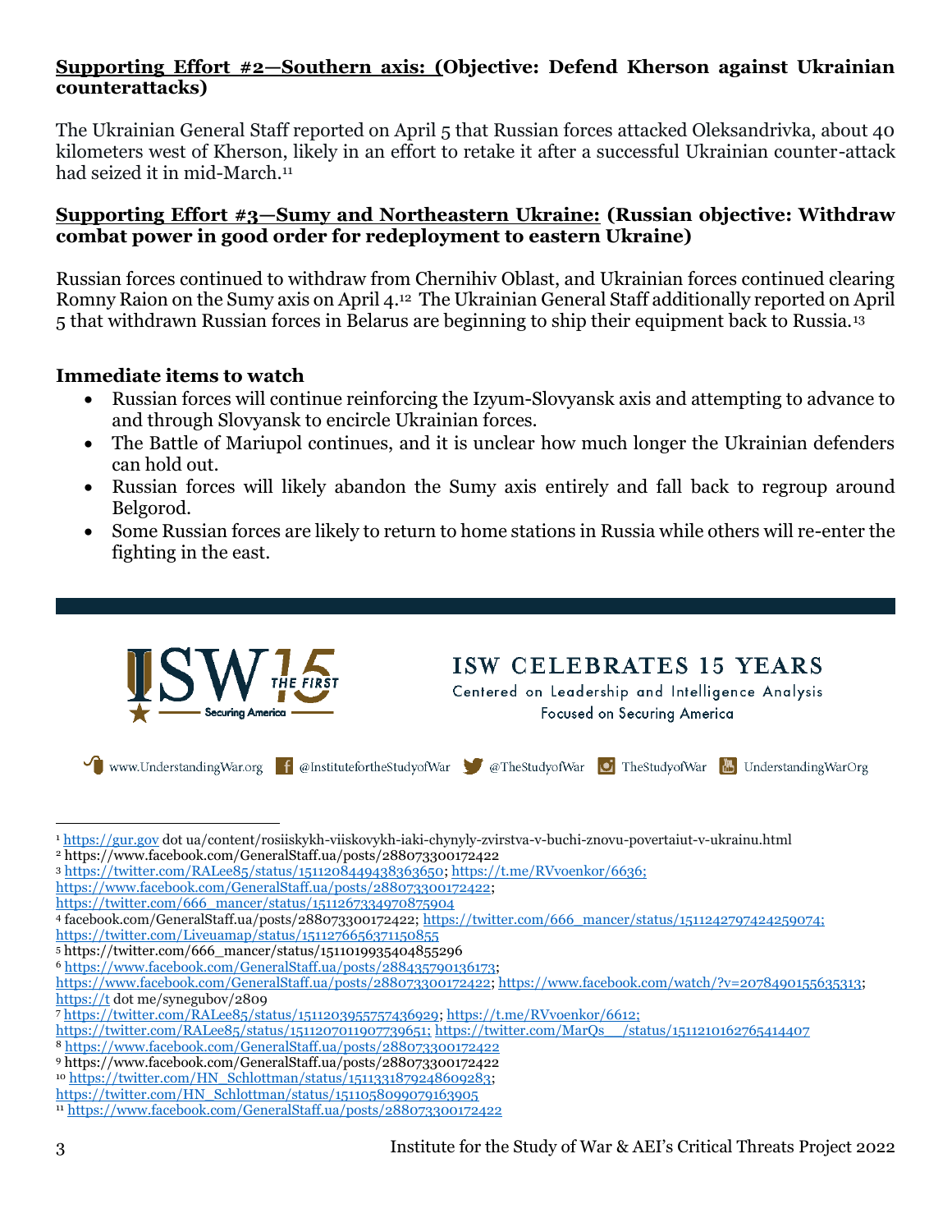**Supporting Effort #2—Southern axis: (Objective: Defend Kherson against Ukrainian counterattacks)**

The Ukrainian General Staff reported on April 5 that Russian forces attacked Oleksandrivka, about 40 kilometers west of Kherson, likely in an effort to retake it after a successful Ukrainian counter-attack had seized it in mid-March.[11]

**Supporting Effort #3—Sumy and Northeastern Ukraine: (Russian objective: Withdraw combat power in good order for redeployment to eastern Ukraine)**

Russian forces continued to withdraw from Chernihiv Oblast, and Ukrainian forces continued clearing Romny Raion on the Sumy axis on April 4.[12] The Ukrainian General Staff additionally reported on April 5 that withdrawn Russian forces in Belarus are beginning to ship their equipment back to Russia.[13]

**Immediate items to watch**

- Russian forces will continue reinforcing the Izyum-Slovyansk axis and attempting to advance to and through Slovyansk to encircle Ukrainian forces.
- The Battle of Mariupol continues, and it is unclear how much longer the Ukrainian defenders can hold out.
- Russian forces will likely abandon the Sumy axis entirely and fall back to regroup around Belgorod.
- Some Russian forces are likely to return to home stations in Russia while others will re-enter the fighting in the east.

ISW CELEBRATES 15 YEARS
Centered on Leadership and Intelligence Analysis
Focused on Securing America

www.UnderstandingWar.org @InstitutefortheStudyofWar @TheStudyofWar TheStudyofWar UnderstandingWarOrg

---

[1] https://gur.gov dot ua/content/rosiiskykh-viiskovykh-iaki-chynyly-zvirstva-v-buchi-znovu-povertaiut-v-ukrainu.html
[2] https://www.facebook.com/GeneralStaff.ua/posts/288073300172422
[3] https://twitter.com/RALee85/status/1511208449438363650; https://t.me/RVvoenkor/6636; https://www.facebook.com/GeneralStaff.ua/posts/288073300172422; https://twitter.com/666_mancer/status/1511267334970875904
[4] facebook.com/GeneralStaff.ua/posts/288073300172422; https://twitter.com/666_mancer/status/1511242797424259074; https://twitter.com/Liveuamap/status/1511276656371150855
[5] https://twitter.com/666_mancer/status/1511019935404855296
[6] https://www.facebook.com/GeneralStaff.ua/posts/288435790136173; https://www.facebook.com/GeneralStaff.ua/posts/288073300172422; https://www.facebook.com/watch/?v=2078490155635313; https://t dot me/synegubov/2809
[7] https://twitter.com/RALee85/status/1511203955757436929; https://t.me/RVvoenkor/6612; https://twitter.com/RALee85/status/1511207011907739651; https://twitter.com/MarQs__/status/1511210162765414407
[8] https://www.facebook.com/GeneralStaff.ua/posts/288073300172422
[9] https://www.facebook.com/GeneralStaff.ua/posts/288073300172422
[10] https://twitter.com/HN_Schlottman/status/1511331879248609283; https://twitter.com/HN_Schlottman/status/1511058099079163905
[11] https://www.facebook.com/GeneralStaff.ua/posts/288073300172422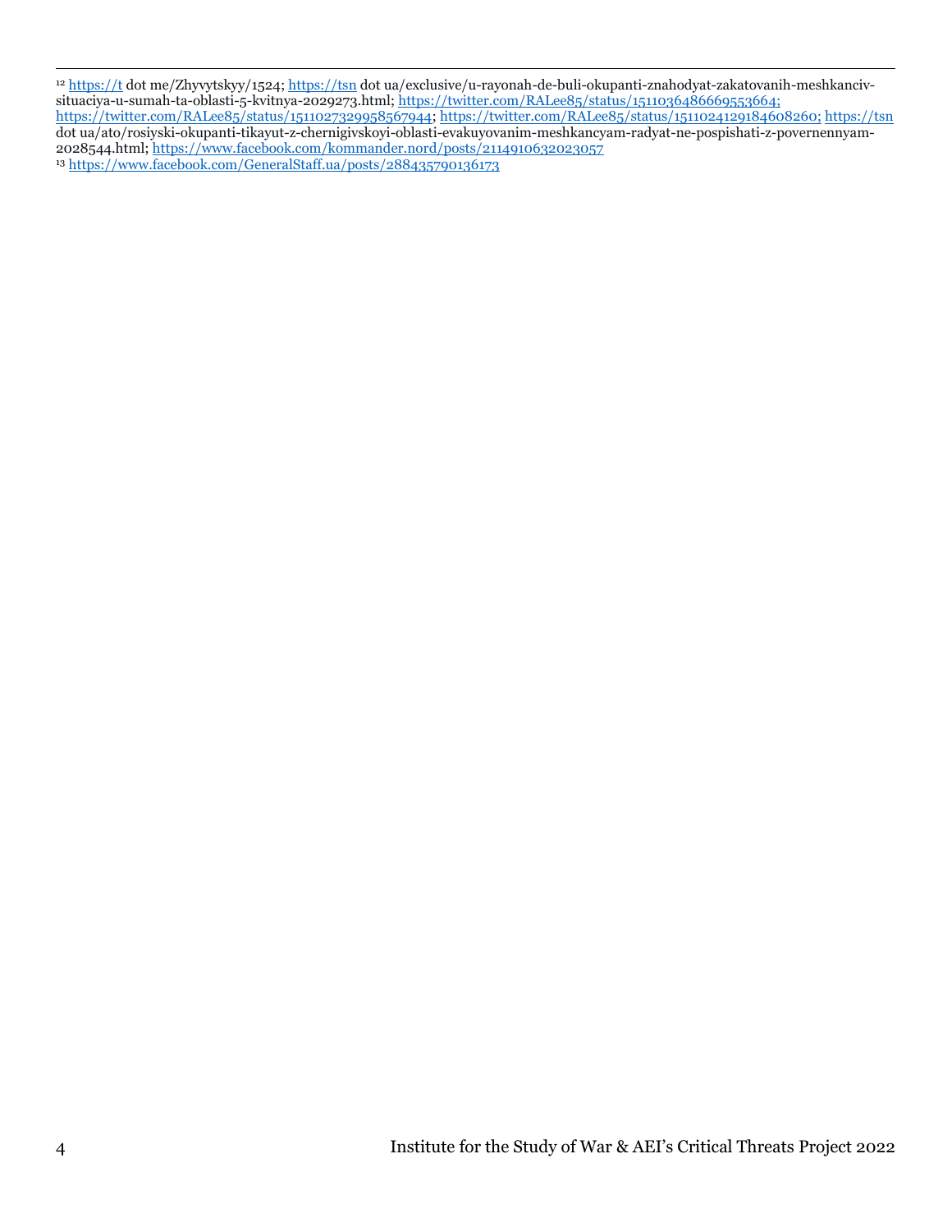[12] https://t dot me/Zhyvytskyy/1524; https://tsn dot ua/exclusive/u-rayonah-de-buli-okupanti-znahodyat-zakatovanih-meshkanciv-situaciya-u-sumah-ta-oblasti-5-kvitnya-2029273.html; https://twitter.com/RALee85/status/1511036486669553664; https://twitter.com/RALee85/status/1511027329958567944; https://twitter.com/RALee85/status/1511024129184608260; https://tsn dot ua/ato/rosiyski-okupanti-tikayut-z-chernigivskoyi-oblasti-evakuyovanim-meshkancyam-radyat-ne-pospishati-z-povernennyam-2028544.html; https://www.facebook.com/kommander.nord/posts/2114910632023057

[13] https://www.facebook.com/GeneralStaff.ua/posts/288435790136173